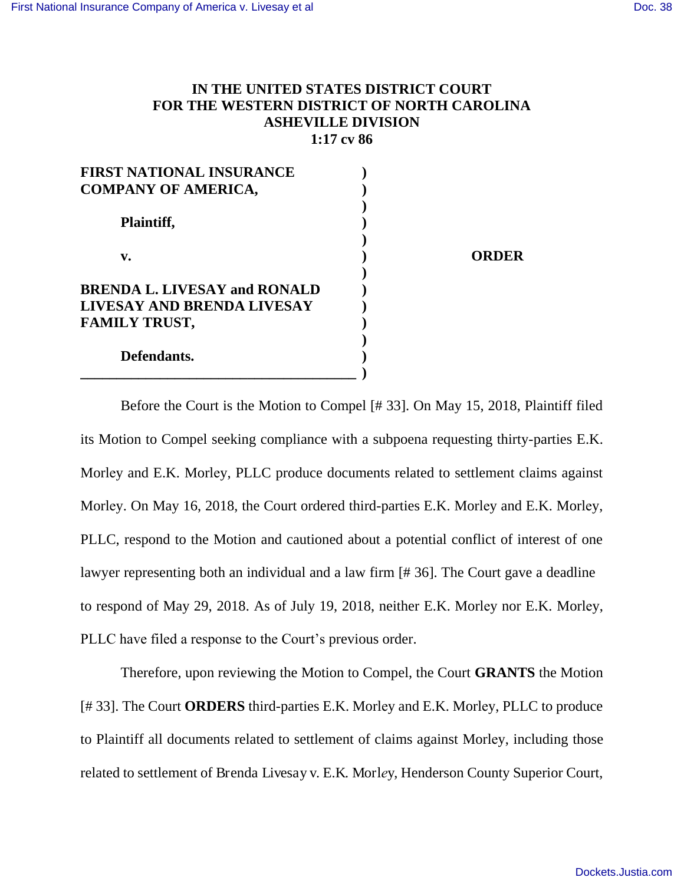**IN THE UNITED STATES DISTRICT COURT**
**FOR THE WESTERN DISTRICT OF NORTH CAROLINA**
**ASHEVILLE DIVISION**
**1:17 cv 86**

| | | |
|---|---|---|
| **FIRST NATIONAL INSURANCE COMPANY OF AMERICA,** | ) | |
| **Plaintiff,** | ) | |
| **v.** | ) | **ORDER** |
| **BRENDA L. LIVESAY and RONALD LIVESAY AND BRENDA LIVESAY FAMILY TRUST,** | ) | |
| **Defendants.** | ) | |

Before the Court is the Motion to Compel [# 33]. On May 15, 2018, Plaintiff filed its Motion to Compel seeking compliance with a subpoena requesting thirty-parties E.K. Morley and E.K. Morley, PLLC produce documents related to settlement claims against Morley. On May 16, 2018, the Court ordered third-parties E.K. Morley and E.K. Morley, PLLC, respond to the Motion and cautioned about a potential conflict of interest of one lawyer representing both an individual and a law firm [# 36]. The Court gave a deadline to respond of May 29, 2018. As of July 19, 2018, neither E.K. Morley nor E.K. Morley, PLLC have filed a response to the Court's previous order.

Therefore, upon reviewing the Motion to Compel, the Court **GRANTS** the Motion [# 33]. The Court **ORDERS** third-parties E.K. Morley and E.K. Morley, PLLC to produce to Plaintiff all documents related to settlement of claims against Morley, including those related to settlement of Brenda Livesay v. E.K. Morley, Henderson County Superior Court,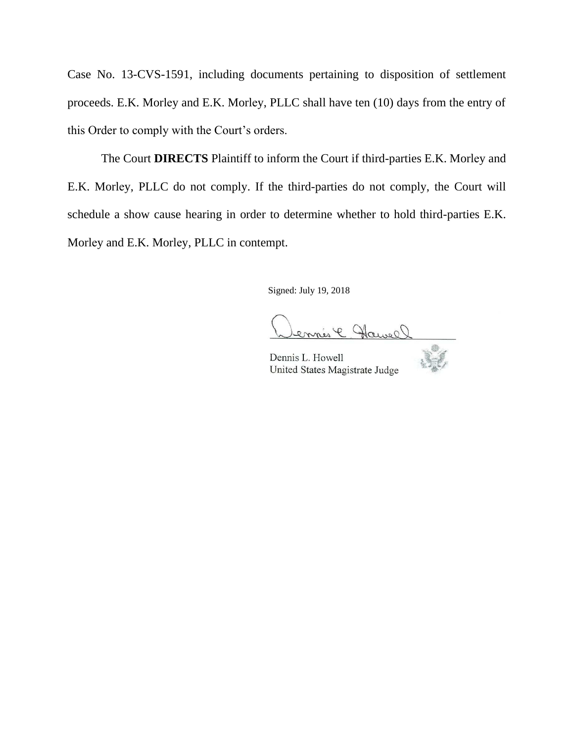Case No. 13-CVS-1591, including documents pertaining to disposition of settlement proceeds. E.K. Morley and E.K. Morley, PLLC shall have ten (10) days from the entry of this Order to comply with the Court's orders.

The Court **DIRECTS** Plaintiff to inform the Court if third-parties E.K. Morley and E.K. Morley, PLLC do not comply. If the third-parties do not comply, the Court will schedule a show cause hearing in order to determine whether to hold third-parties E.K. Morley and E.K. Morley, PLLC in contempt.

Signed: July 19, 2018

Dennis L. Howell
United States Magistrate Judge